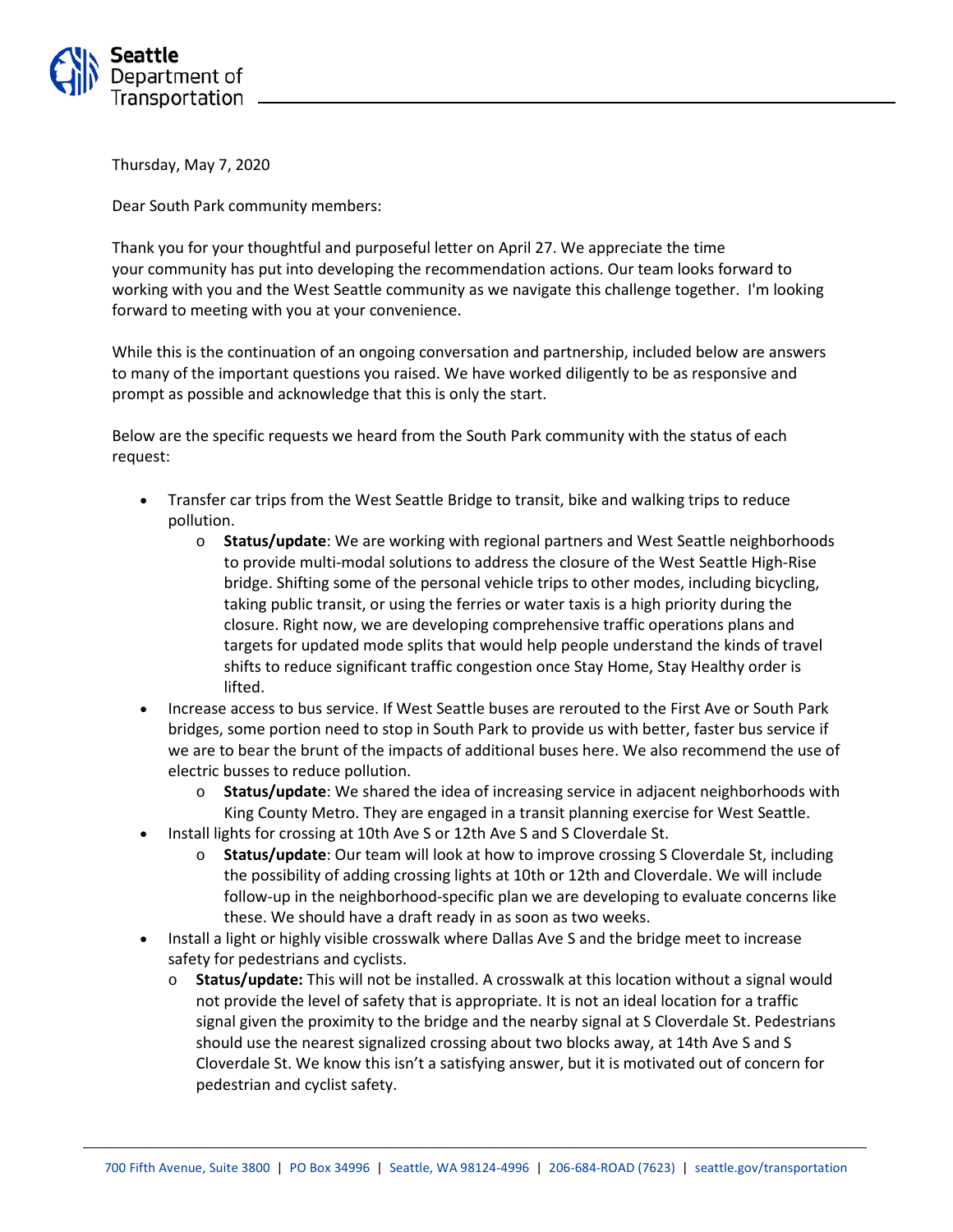Seattle Department of Transportation

Thursday, May 7, 2020

Dear South Park community members:

Thank you for your thoughtful and purposeful letter on April 27. We appreciate the time your community has put into developing the recommendation actions. Our team looks forward to working with you and the West Seattle community as we navigate this challenge together. I'm looking forward to meeting with you at your convenience.

While this is the continuation of an ongoing conversation and partnership, included below are answers to many of the important questions you raised. We have worked diligently to be as responsive and prompt as possible and acknowledge that this is only the start.

Below are the specific requests we heard from the South Park community with the status of each request:

- Transfer car trips from the West Seattle Bridge to transit, bike and walking trips to reduce pollution.
  - **Status/update**: We are working with regional partners and West Seattle neighborhoods to provide multi-modal solutions to address the closure of the West Seattle High-Rise bridge. Shifting some of the personal vehicle trips to other modes, including bicycling, taking public transit, or using the ferries or water taxis is a high priority during the closure. Right now, we are developing comprehensive traffic operations plans and targets for updated mode splits that would help people understand the kinds of travel shifts to reduce significant traffic congestion once Stay Home, Stay Healthy order is lifted.
- Increase access to bus service. If West Seattle buses are rerouted to the First Ave or South Park bridges, some portion need to stop in South Park to provide us with better, faster bus service if we are to bear the brunt of the impacts of additional buses here. We also recommend the use of electric busses to reduce pollution.
  - **Status/update**: We shared the idea of increasing service in adjacent neighborhoods with King County Metro. They are engaged in a transit planning exercise for West Seattle.
- Install lights for crossing at 10th Ave S or 12th Ave S and S Cloverdale St.
  - **Status/update**: Our team will look at how to improve crossing S Cloverdale St, including the possibility of adding crossing lights at 10th or 12th and Cloverdale. We will include follow-up in the neighborhood-specific plan we are developing to evaluate concerns like these. We should have a draft ready in as soon as two weeks.
- Install a light or highly visible crosswalk where Dallas Ave S and the bridge meet to increase safety for pedestrians and cyclists.
  - **Status/update:** This will not be installed. A crosswalk at this location without a signal would not provide the level of safety that is appropriate. It is not an ideal location for a traffic signal given the proximity to the bridge and the nearby signal at S Cloverdale St. Pedestrians should use the nearest signalized crossing about two blocks away, at 14th Ave S and S Cloverdale St. We know this isn't a satisfying answer, but it is motivated out of concern for pedestrian and cyclist safety.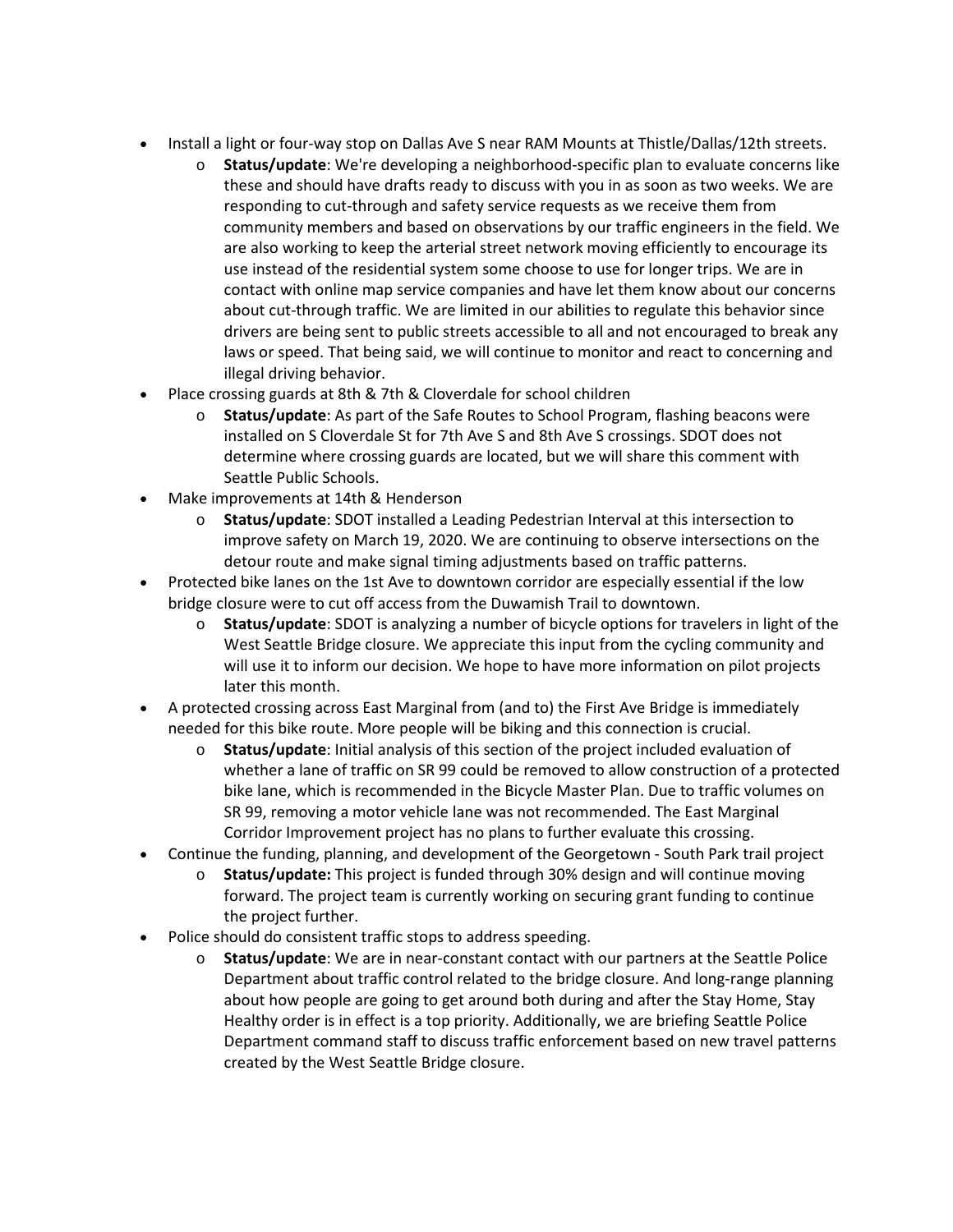- Install a light or four-way stop on Dallas Ave S near RAM Mounts at Thistle/Dallas/12th streets.
    - **Status/update**: We're developing a neighborhood-specific plan to evaluate concerns like these and should have drafts ready to discuss with you in as soon as two weeks. We are responding to cut-through and safety service requests as we receive them from community members and based on observations by our traffic engineers in the field. We are also working to keep the arterial street network moving efficiently to encourage its use instead of the residential system some choose to use for longer trips. We are in contact with online map service companies and have let them know about our concerns about cut-through traffic. We are limited in our abilities to regulate this behavior since drivers are being sent to public streets accessible to all and not encouraged to break any laws or speed. That being said, we will continue to monitor and react to concerning and illegal driving behavior.
- Place crossing guards at 8th & 7th & Cloverdale for school children
    - **Status/update**: As part of the Safe Routes to School Program, flashing beacons were installed on S Cloverdale St for 7th Ave S and 8th Ave S crossings. SDOT does not determine where crossing guards are located, but we will share this comment with Seattle Public Schools.
- Make improvements at 14th & Henderson
    - **Status/update**: SDOT installed a Leading Pedestrian Interval at this intersection to improve safety on March 19, 2020. We are continuing to observe intersections on the detour route and make signal timing adjustments based on traffic patterns.
- Protected bike lanes on the 1st Ave to downtown corridor are especially essential if the low bridge closure were to cut off access from the Duwamish Trail to downtown.
    - **Status/update**: SDOT is analyzing a number of bicycle options for travelers in light of the West Seattle Bridge closure. We appreciate this input from the cycling community and will use it to inform our decision. We hope to have more information on pilot projects later this month.
- A protected crossing across East Marginal from (and to) the First Ave Bridge is immediately needed for this bike route. More people will be biking and this connection is crucial.
    - **Status/update**: Initial analysis of this section of the project included evaluation of whether a lane of traffic on SR 99 could be removed to allow construction of a protected bike lane, which is recommended in the Bicycle Master Plan. Due to traffic volumes on SR 99, removing a motor vehicle lane was not recommended. The East Marginal Corridor Improvement project has no plans to further evaluate this crossing.
- Continue the funding, planning, and development of the Georgetown - South Park trail project
    - **Status/update:** This project is funded through 30% design and will continue moving forward. The project team is currently working on securing grant funding to continue the project further.
- Police should do consistent traffic stops to address speeding.
    - **Status/update**: We are in near-constant contact with our partners at the Seattle Police Department about traffic control related to the bridge closure. And long-range planning about how people are going to get around both during and after the Stay Home, Stay Healthy order is in effect is a top priority. Additionally, we are briefing Seattle Police Department command staff to discuss traffic enforcement based on new travel patterns created by the West Seattle Bridge closure.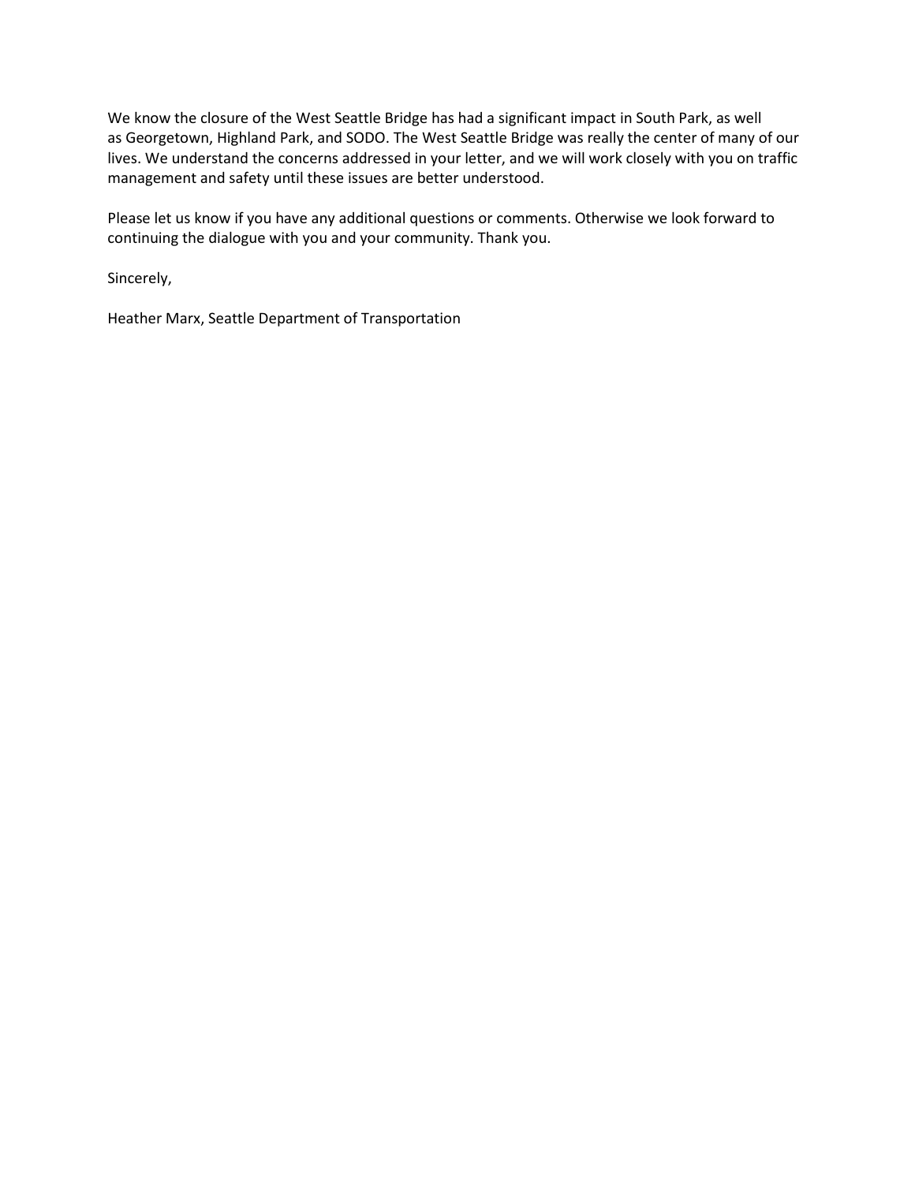We know the closure of the West Seattle Bridge has had a significant impact in South Park, as well as Georgetown, Highland Park, and SODO. The West Seattle Bridge was really the center of many of our lives. We understand the concerns addressed in your letter, and we will work closely with you on traffic management and safety until these issues are better understood.

Please let us know if you have any additional questions or comments. Otherwise we look forward to continuing the dialogue with you and your community. Thank you.

Sincerely,

Heather Marx, Seattle Department of Transportation